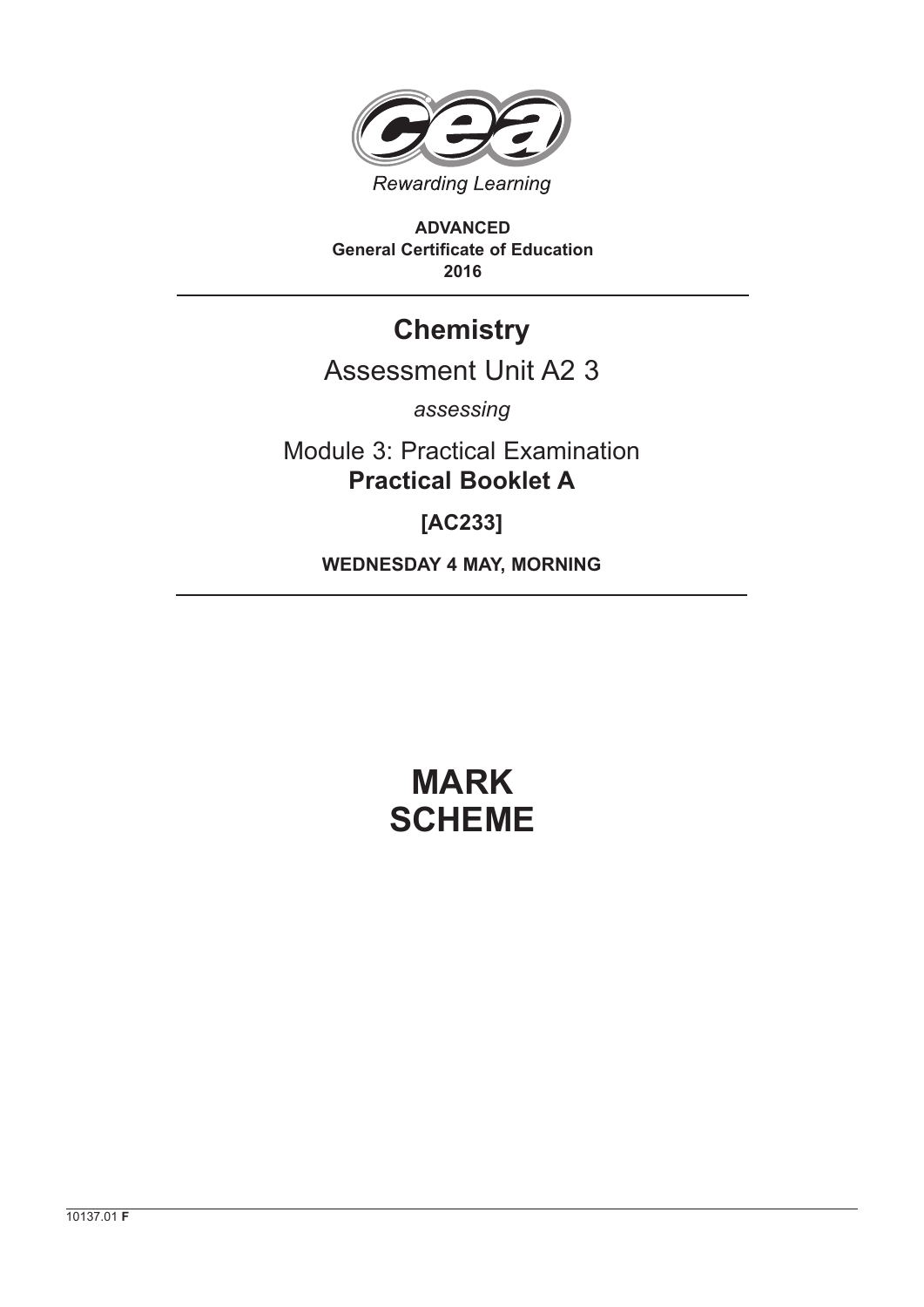Rewarding Learning

**ADVANCED**
**General Certificate of Education**
**2016**

# Chemistry

## Assessment Unit A2 3

*assessing*

Module 3: Practical Examination
**Practical Booklet A**

**[AC233]**

**WEDNESDAY 4 MAY, MORNING**

# MARK SCHEME

10137.01 **F**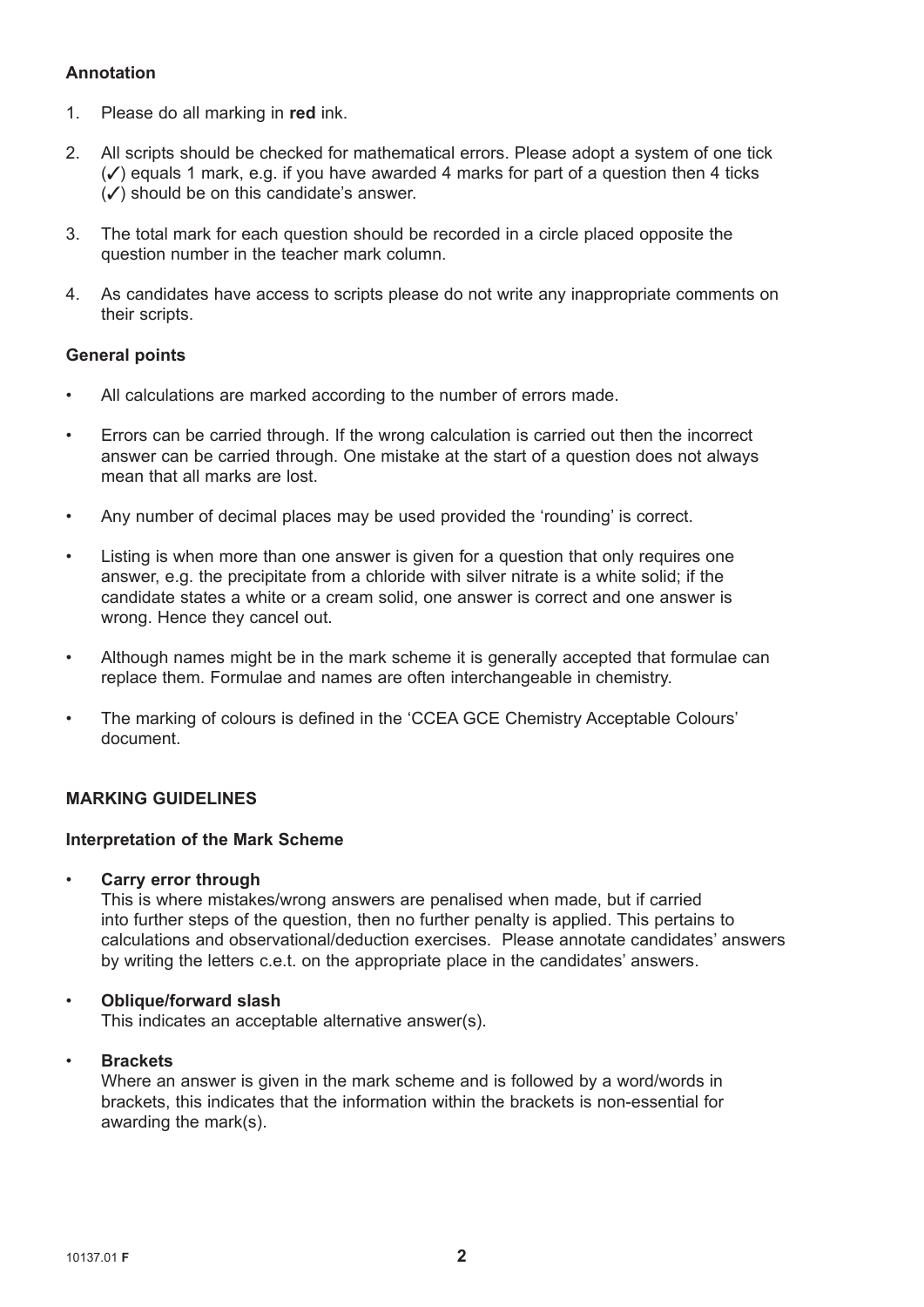### Annotation

1. Please do all marking in **red** ink.

2. All scripts should be checked for mathematical errors. Please adopt a system of one tick (✓) equals 1 mark, e.g. if you have awarded 4 marks for part of a question then 4 ticks (✓) should be on this candidate's answer.

3. The total mark for each question should be recorded in a circle placed opposite the question number in the teacher mark column.

4. As candidates have access to scripts please do not write any inappropriate comments on their scripts.

### General points

- All calculations are marked according to the number of errors made.

- Errors can be carried through. If the wrong calculation is carried out then the incorrect answer can be carried through. One mistake at the start of a question does not always mean that all marks are lost.

- Any number of decimal places may be used provided the 'rounding' is correct.

- Listing is when more than one answer is given for a question that only requires one answer, e.g. the precipitate from a chloride with silver nitrate is a white solid; if the candidate states a white or a cream solid, one answer is correct and one answer is wrong. Hence they cancel out.

- Although names might be in the mark scheme it is generally accepted that formulae can replace them. Formulae and names are often interchangeable in chemistry.

- The marking of colours is defined in the 'CCEA GCE Chemistry Acceptable Colours' document.

### MARKING GUIDELINES

#### Interpretation of the Mark Scheme

- **Carry error through**
  This is where mistakes/wrong answers are penalised when made, but if carried into further steps of the question, then no further penalty is applied. This pertains to calculations and observational/deduction exercises. Please annotate candidates' answers by writing the letters c.e.t. on the appropriate place in the candidates' answers.

- **Oblique/forward slash**
  This indicates an acceptable alternative answer(s).

- **Brackets**
  Where an answer is given in the mark scheme and is followed by a word/words in brackets, this indicates that the information within the brackets is non-essential for awarding the mark(s).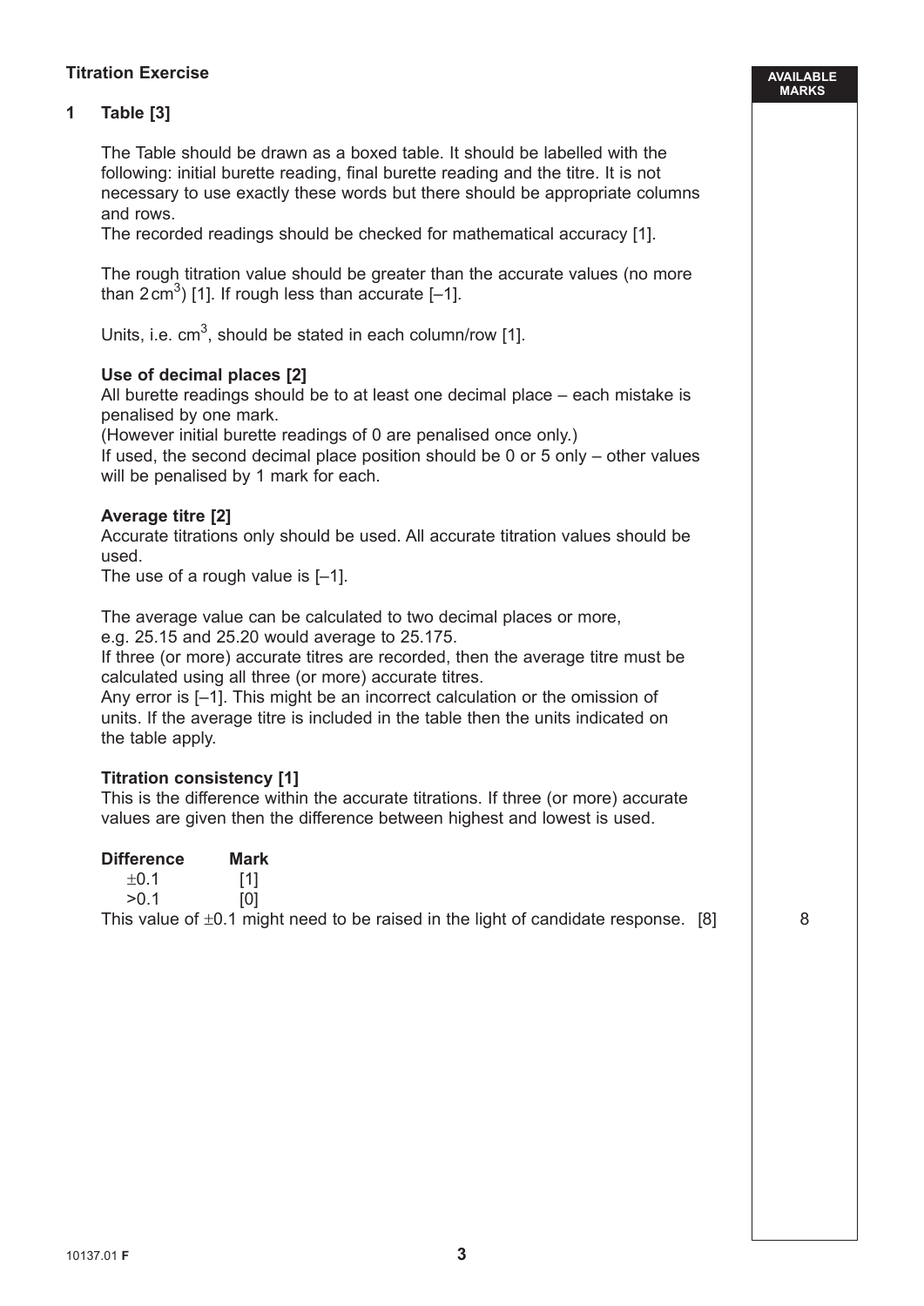**Titration Exercise**

**1 Table [3]**

The Table should be drawn as a boxed table. It should be labelled with the following: initial burette reading, final burette reading and the titre. It is not necessary to use exactly these words but there should be appropriate columns and rows.
The recorded readings should be checked for mathematical accuracy [1].

The rough titration value should be greater than the accurate values (no more than $2\,cm^3$) [1]. If rough less than accurate [–1].

Units, i.e. $cm^3$, should be stated in each column/row [1].

**Use of decimal places [2]**
All burette readings should be to at least one decimal place – each mistake is penalised by one mark.
(However initial burette readings of 0 are penalised once only.)
If used, the second decimal place position should be 0 or 5 only – other values will be penalised by 1 mark for each.

**Average titre [2]**
Accurate titrations only should be used. All accurate titration values should be used.
The use of a rough value is [–1].

The average value can be calculated to two decimal places or more, e.g. 25.15 and 25.20 would average to 25.175.
If three (or more) accurate titres are recorded, then the average titre must be calculated using all three (or more) accurate titres.
Any error is [–1]. This might be an incorrect calculation or the omission of units. If the average titre is included in the table then the units indicated on the table apply.

**Titration consistency [1]**
This is the difference within the accurate titrations. If three (or more) accurate values are given then the difference between highest and lowest is used.

| **Difference** | **Mark** |
|---|---|
| $\pm 0.1$ | [1] |
| $>0.1$ | [0] |

This value of $\pm 0.1$ might need to be raised in the light of candidate response. [8]

AVAILABLE MARKS: 8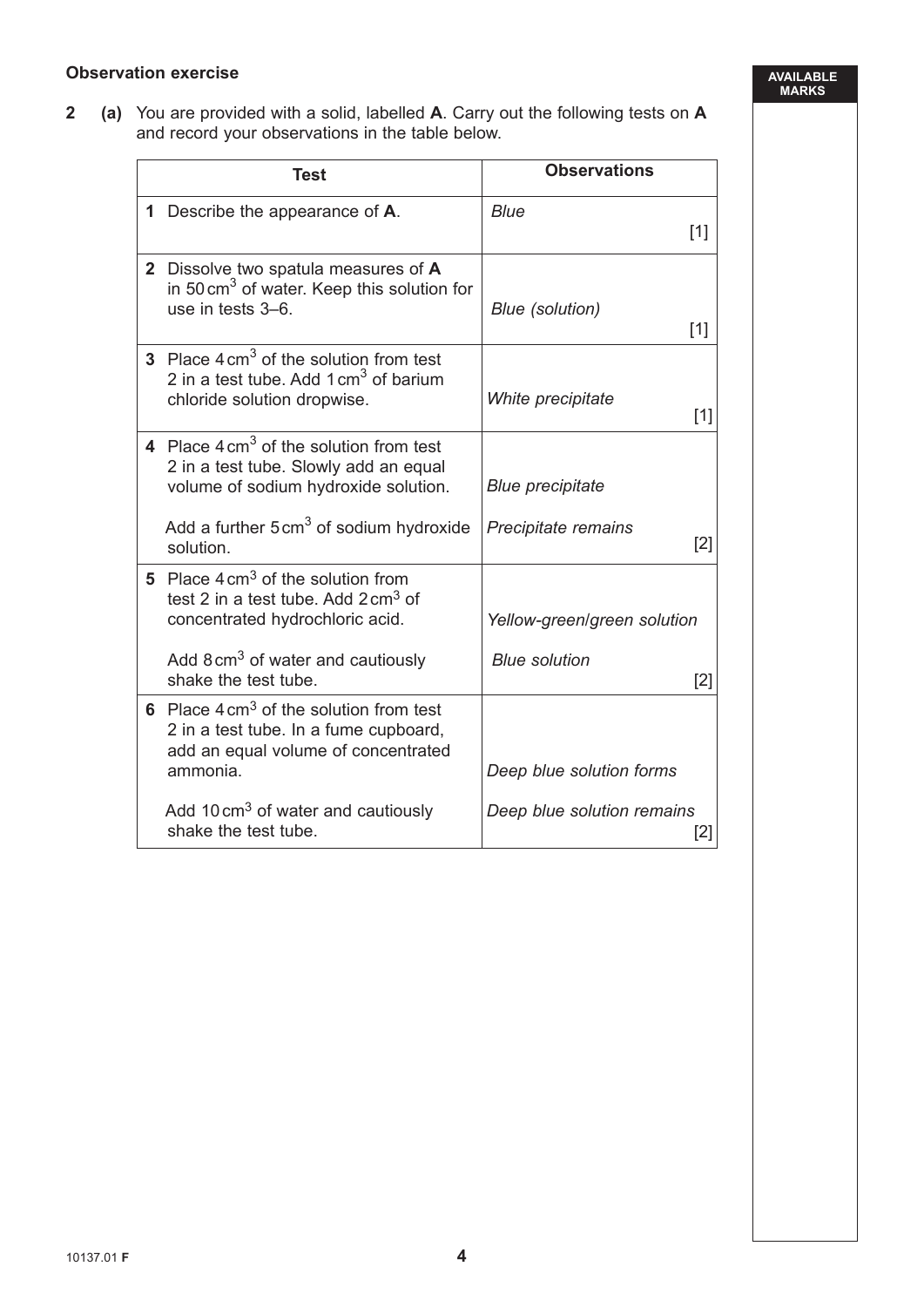**Observation exercise**

**2** **(a)** You are provided with a solid, labelled **A**. Carry out the following tests on **A** and record your observations in the table below.

| Test | Observations |
| --- | --- |
| **1** Describe the appearance of **A**. | *Blue* [1] |
| **2** Dissolve two spatula measures of **A** in 50 $cm^3$ of water. Keep this solution for use in tests 3–6. | *Blue (solution)* [1] |
| **3** Place 4 $cm^3$ of the solution from test 2 in a test tube. Add 1 $cm^3$ of barium chloride solution dropwise. | *White precipitate* [1] |
| **4** Place 4 $cm^3$ of the solution from test 2 in a test tube. Slowly add an equal volume of sodium hydroxide solution. | *Blue precipitate* |
| Add a further 5 $cm^3$ of sodium hydroxide solution. | *Precipitate remains* [2] |
| **5** Place 4 $cm^3$ of the solution from test 2 in a test tube. Add 2 $cm^3$ of concentrated hydrochloric acid. | *Yellow-green/green solution* |
| Add 8 $cm^3$ of water and cautiously shake the test tube. | *Blue solution* [2] |
| **6** Place 4 $cm^3$ of the solution from test 2 in a test tube. In a fume cupboard, add an equal volume of concentrated ammonia. | *Deep blue solution forms* |
| Add 10 $cm^3$ of water and cautiously shake the test tube. | *Deep blue solution remains* [2] |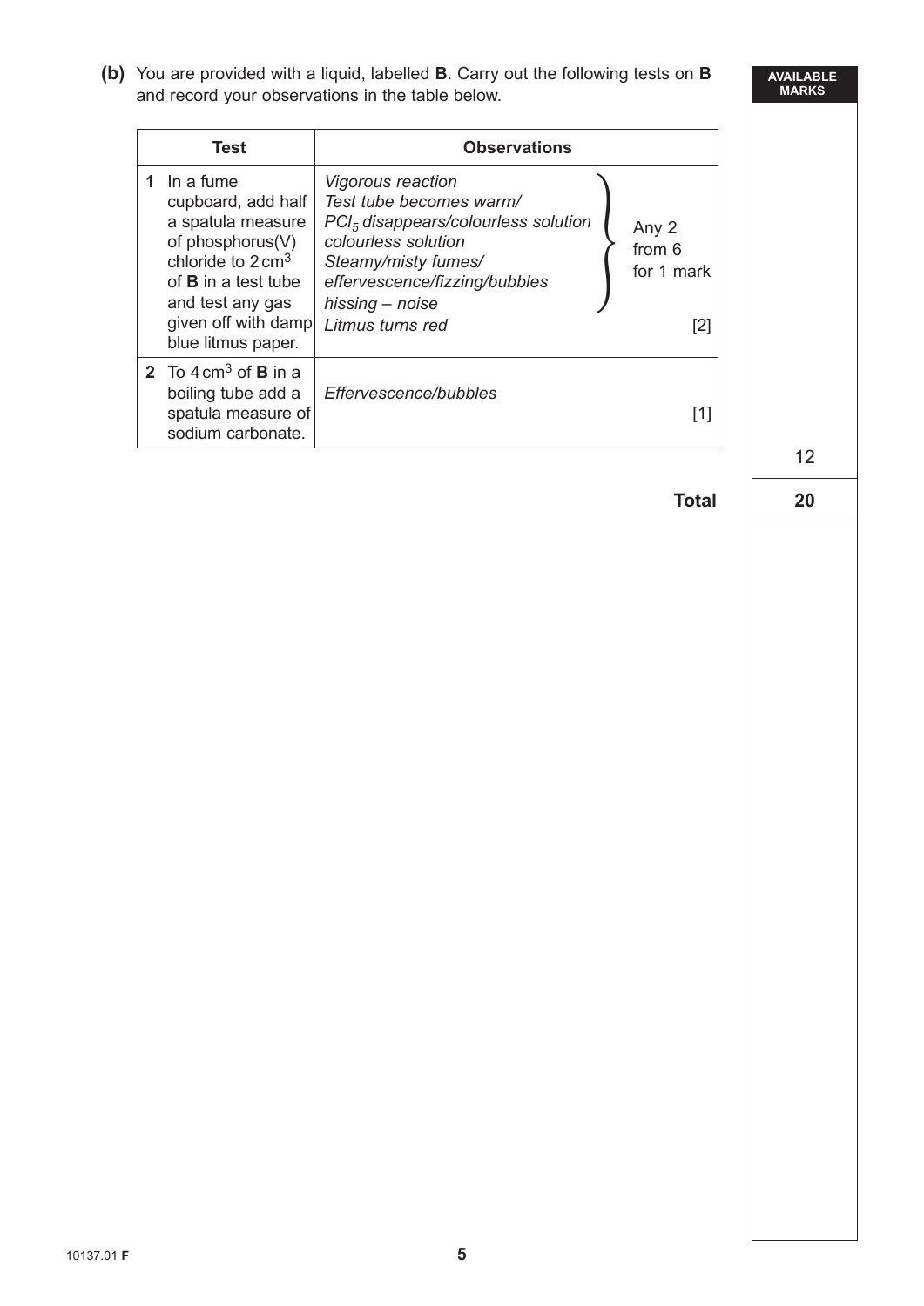**(b)** You are provided with a liquid, labelled **B**. Carry out the following tests on **B** and record your observations in the table below.

| Test | Observations |
|---|---|
| **1** In a fume cupboard, add half a spatula measure of phosphorus(V) chloride to 2 $cm^3$ of **B** in a test tube and test any gas given off with damp blue litmus paper. | *Vigorous reaction*<br>*Test tube becomes warm/*<br>*$PCl_5$ disappears/colourless solution*<br>*colourless solution*<br>*Steamy/misty fumes/*<br>*effervescence/fizzing/bubbles*<br>*hissing – noise* } Any 2 from 6 for 1 mark<br>*Litmus turns red* [2] |
| **2** To 4 $cm^3$ of **B** in a boiling tube add a spatula measure of sodium carbonate. | *Effervescence/bubbles* [1] |

AVAILABLE MARKS

12

**Total** **20**